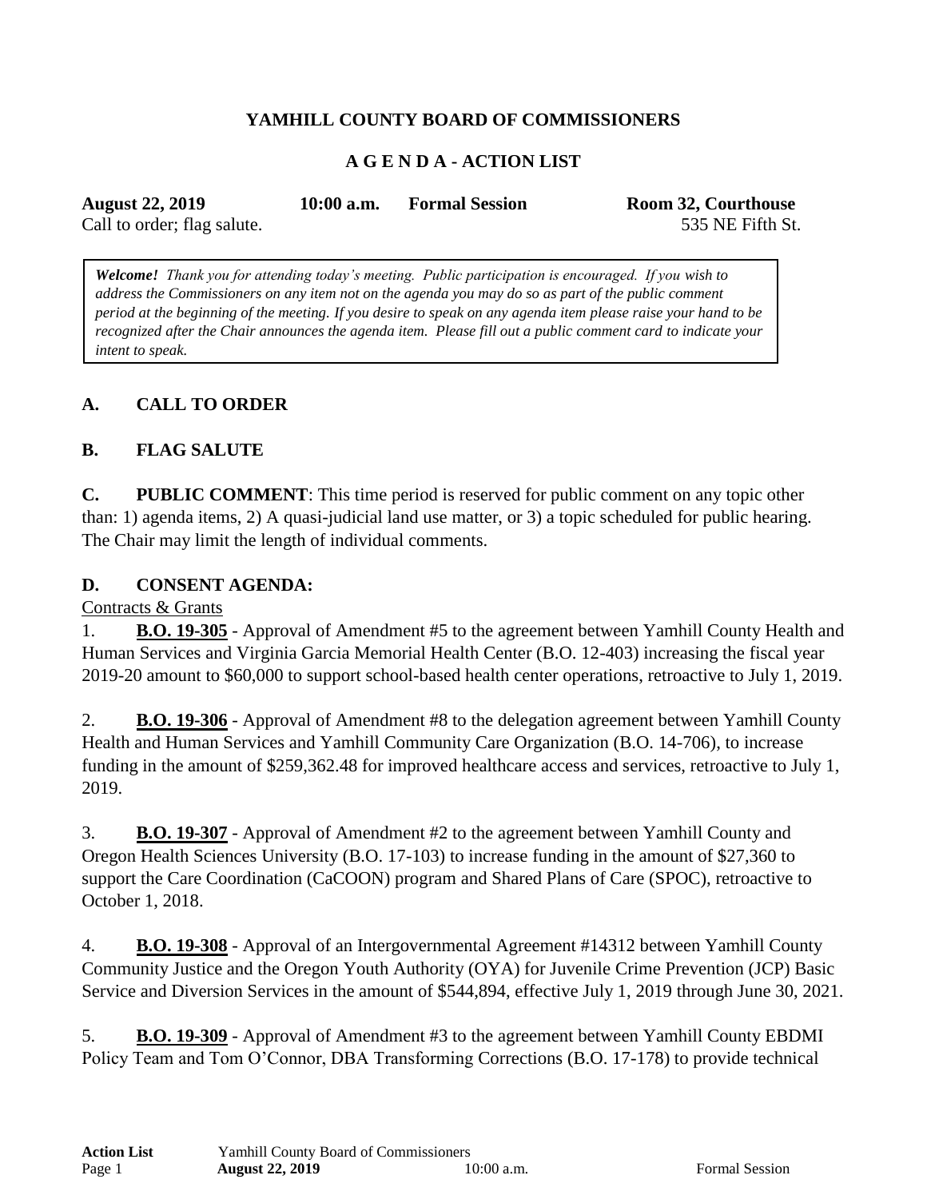**YAMHILL COUNTY BOARD OF COMMISSIONERS**

**A G E N D A - ACTION LIST**

**August 22, 2019** **10:00 a.m.** **Formal Session** **Room 32, Courthouse**
Call to order; flag salute. 535 NE Fifth St.

> ***Welcome!*** *Thank you for attending today's meeting. Public participation is encouraged. If you wish to address the Commissioners on any item not on the agenda you may do so as part of the public comment period at the beginning of the meeting. If you desire to speak on any agenda item please raise your hand to be recognized after the Chair announces the agenda item. Please fill out a public comment card to indicate your intent to speak.*

## A. CALL TO ORDER

## B. FLAG SALUTE

**C. PUBLIC COMMENT**: This time period is reserved for public comment on any topic other than: 1) agenda items, 2) A quasi-judicial land use matter, or 3) a topic scheduled for public hearing. The Chair may limit the length of individual comments.

## D. CONSENT AGENDA:

Contracts & Grants

1. **B.O. 19-305** - Approval of Amendment #5 to the agreement between Yamhill County Health and Human Services and Virginia Garcia Memorial Health Center (B.O. 12-403) increasing the fiscal year 2019-20 amount to $60,000 to support school-based health center operations, retroactive to July 1, 2019.

2. **B.O. 19-306** - Approval of Amendment #8 to the delegation agreement between Yamhill County Health and Human Services and Yamhill Community Care Organization (B.O. 14-706), to increase funding in the amount of $259,362.48 for improved healthcare access and services, retroactive to July 1, 2019.

3. **B.O. 19-307** - Approval of Amendment #2 to the agreement between Yamhill County and Oregon Health Sciences University (B.O. 17-103) to increase funding in the amount of $27,360 to support the Care Coordination (CaCOON) program and Shared Plans of Care (SPOC), retroactive to October 1, 2018.

4. **B.O. 19-308** - Approval of an Intergovernmental Agreement #14312 between Yamhill County Community Justice and the Oregon Youth Authority (OYA) for Juvenile Crime Prevention (JCP) Basic Service and Diversion Services in the amount of $544,894, effective July 1, 2019 through June 30, 2021.

5. **B.O. 19-309** - Approval of Amendment #3 to the agreement between Yamhill County EBDMI Policy Team and Tom O'Connor, DBA Transforming Corrections (B.O. 17-178) to provide technical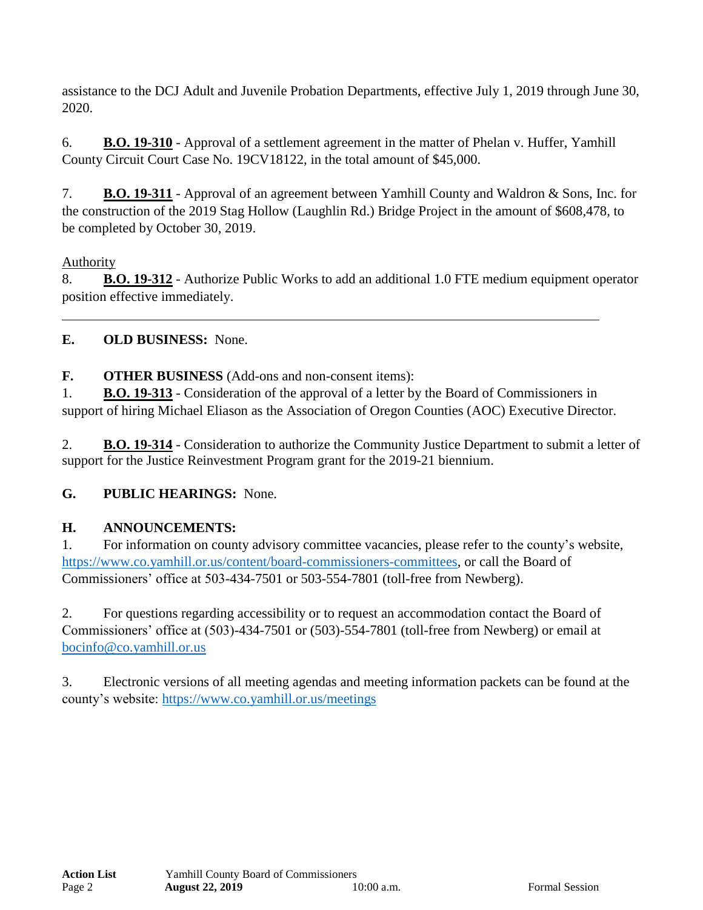assistance to the DCJ Adult and Juvenile Probation Departments, effective July 1, 2019 through June 30, 2020.

6. **B.O. 19-310** - Approval of a settlement agreement in the matter of Phelan v. Huffer, Yamhill County Circuit Court Case No. 19CV18122, in the total amount of $45,000.

7. **B.O. 19-311** - Approval of an agreement between Yamhill County and Waldron & Sons, Inc. for the construction of the 2019 Stag Hollow (Laughlin Rd.) Bridge Project in the amount of $608,478, to be completed by October 30, 2019.

Authority

8. **B.O. 19-312** - Authorize Public Works to add an additional 1.0 FTE medium equipment operator position effective immediately.

---

**E. OLD BUSINESS:** None.

**F. OTHER BUSINESS** (Add-ons and non-consent items):

1. **B.O. 19-313** - Consideration of the approval of a letter by the Board of Commissioners in support of hiring Michael Eliason as the Association of Oregon Counties (AOC) Executive Director.

2. **B.O. 19-314** - Consideration to authorize the Community Justice Department to submit a letter of support for the Justice Reinvestment Program grant for the 2019-21 biennium.

**G. PUBLIC HEARINGS:** None.

**H. ANNOUNCEMENTS:**

1. For information on county advisory committee vacancies, please refer to the county's website, https://www.co.yamhill.or.us/content/board-commissioners-committees, or call the Board of Commissioners' office at 503-434-7501 or 503-554-7801 (toll-free from Newberg).

2. For questions regarding accessibility or to request an accommodation contact the Board of Commissioners' office at (503)-434-7501 or (503)-554-7801 (toll-free from Newberg) or email at bocinfo@co.yamhill.or.us

3. Electronic versions of all meeting agendas and meeting information packets can be found at the county's website: https://www.co.yamhill.or.us/meetings